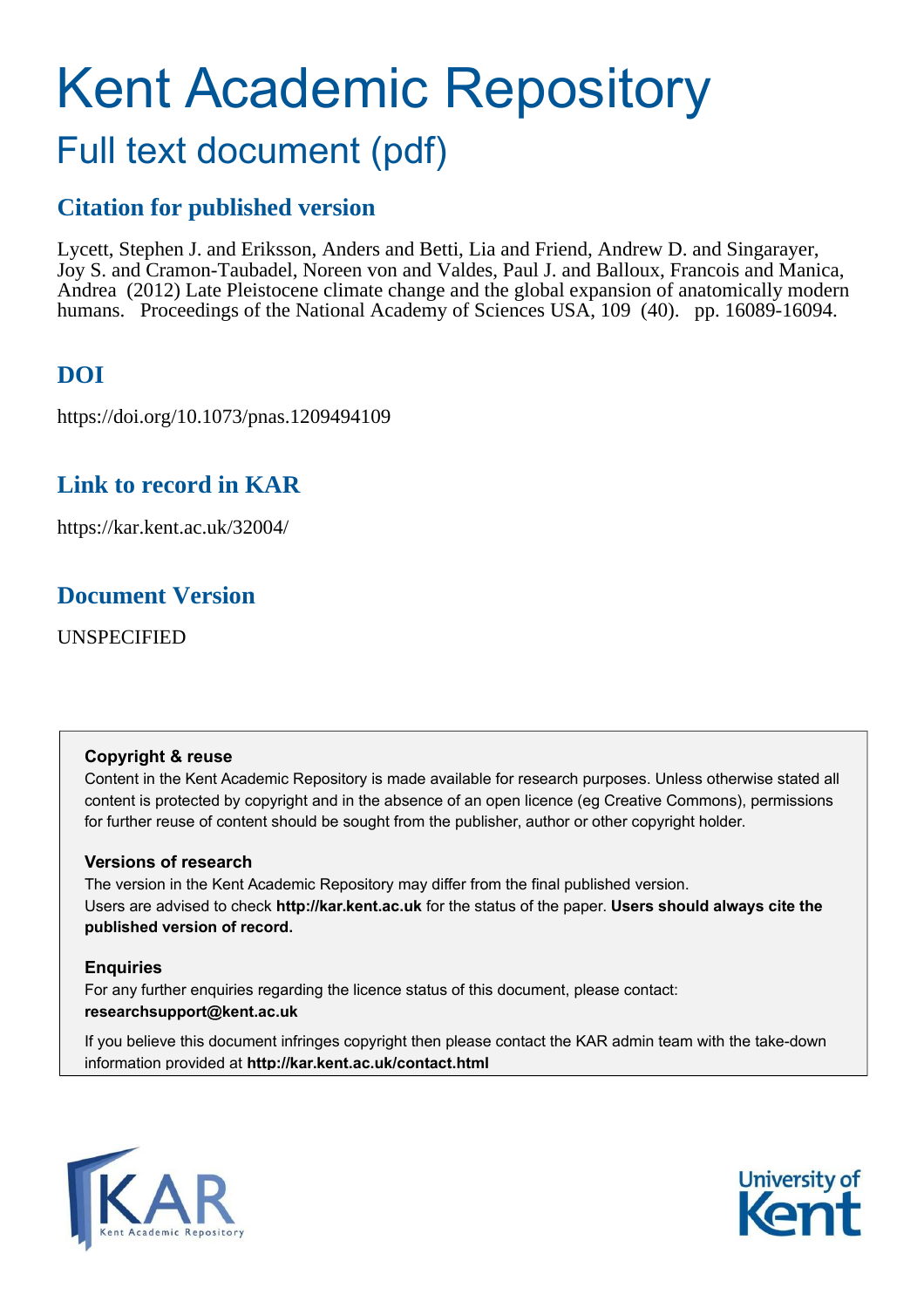# Kent Academic Repository

## Full text document (pdf)

### Citation for published version

Lycett, Stephen J. and Eriksson, Anders and Betti, Lia and Friend, Andrew D. and Singarayer, Joy S. and Cramon-Taubadel, Noreen von and Valdes, Paul J. and Balloux, Francois and Manica, Andrea (2012) Late Pleistocene climate change and the global expansion of anatomically modern humans. Proceedings of the National Academy of Sciences USA, 109 (40). pp. 16089-16094.

### DOI

https://doi.org/10.1073/pnas.1209494109

### Link to record in KAR

https://kar.kent.ac.uk/32004/

### Document Version

UNSPECIFIED

**Copyright & reuse**

Content in the Kent Academic Repository is made available for research purposes. Unless otherwise stated all content is protected by copyright and in the absence of an open licence (eg Creative Commons), permissions for further reuse of content should be sought from the publisher, author or other copyright holder.

**Versions of research**

The version in the Kent Academic Repository may differ from the final published version. Users are advised to check **http://kar.kent.ac.uk** for the status of the paper. **Users should always cite the published version of record.**

**Enquiries**

For any further enquiries regarding the licence status of this document, please contact: **researchsupport@kent.ac.uk**

If you believe this document infringes copyright then please contact the KAR admin team with the take-down information provided at **http://kar.kent.ac.uk/contact.html**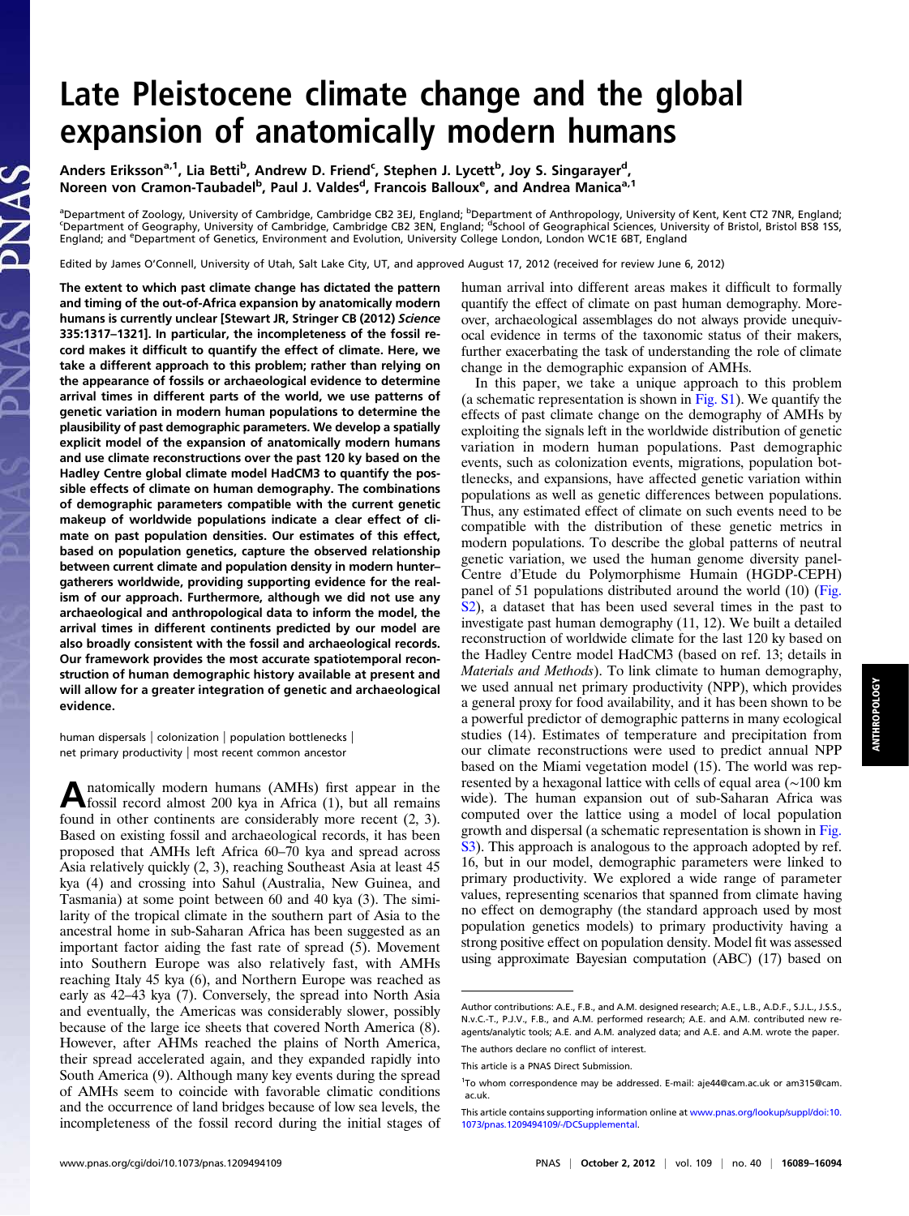# Late Pleistocene climate change and the global expansion of anatomically modern humans

Anders Eriksson[a,1], Lia Betti[b], Andrew D. Friend[c], Stephen J. Lycett[b], Joy S. Singarayer[d], Noreen von Cramon-Taubadel[b], Paul J. Valdes[d], Francois Balloux[e], and Andrea Manica[a,1]

[a]Department of Zoology, University of Cambridge, Cambridge CB2 3EJ, England; [b]Department of Anthropology, University of Kent, Kent CT2 7NR, England; [c]Department of Geography, University of Cambridge, Cambridge CB2 3EN, England; [d]School of Geographical Sciences, University of Bristol, Bristol BS8 1SS, England; and [e]Department of Genetics, Environment and Evolution, University College London, London WC1E 6BT, England

Edited by James O'Connell, University of Utah, Salt Lake City, UT, and approved August 17, 2012 (received for review June 6, 2012)

**The extent to which past climate change has dictated the pattern and timing of the out-of-Africa expansion by anatomically modern humans is currently unclear [Stewart JR, Stringer CB (2012) *Science* 335:1317–1321]. In particular, the incompleteness of the fossil record makes it difficult to quantify the effect of climate. Here, we take a different approach to this problem; rather than relying on the appearance of fossils or archaeological evidence to determine arrival times in different parts of the world, we use patterns of genetic variation in modern human populations to determine the plausibility of past demographic parameters. We develop a spatially explicit model of the expansion of anatomically modern humans and use climate reconstructions over the past 120 ky based on the Hadley Centre global climate model HadCM3 to quantify the possible effects of climate on human demography. The combinations of demographic parameters compatible with the current genetic makeup of worldwide populations indicate a clear effect of climate on past population densities. Our estimates of this effect, based on population genetics, capture the observed relationship between current climate and population density in modern hunter–gatherers worldwide, providing supporting evidence for the realism of our approach. Furthermore, although we did not use any archaeological and anthropological data to inform the model, the arrival times in different continents predicted by our model are also broadly consistent with the fossil and archaeological records. Our framework provides the most accurate spatiotemporal reconstruction of human demographic history available at present and will allow for a greater integration of genetic and archaeological evidence.**

human dispersals | colonization | population bottlenecks | net primary productivity | most recent common ancestor

Anatomically modern humans (AMHs) first appear in the fossil record almost 200 kya in Africa (1), but all remains found in other continents are considerably more recent (2, 3). Based on existing fossil and archaeological records, it has been proposed that AMHs left Africa 60–70 kya and spread across Asia relatively quickly (2, 3), reaching Southeast Asia at least 45 kya (4) and crossing into Sahul (Australia, New Guinea, and Tasmania) at some point between 60 and 40 kya (3). The similarity of the tropical climate in the southern part of Asia to the ancestral home in sub-Saharan Africa has been suggested as an important factor aiding the fast rate of spread (5). Movement into Southern Europe was also relatively fast, with AMHs reaching Italy 45 kya (6), and Northern Europe was reached as early as 42–43 kya (7). Conversely, the spread into North Asia and eventually, the Americas was considerably slower, possibly because of the large ice sheets that covered North America (8). However, after AHMs reached the plains of North America, their spread accelerated again, and they expanded rapidly into South America (9). Although many key events during the spread of AMHs seem to coincide with favorable climatic conditions and the occurrence of land bridges because of low sea levels, the incompleteness of the fossil record during the initial stages of human arrival into different areas makes it difficult to formally quantify the effect of climate on past human demography. Moreover, archaeological assemblages do not always provide unequivocal evidence in terms of the taxonomic status of their makers, further exacerbating the task of understanding the role of climate change in the demographic expansion of AMHs.

In this paper, we take a unique approach to this problem (a schematic representation is shown in Fig. S1). We quantify the effects of past climate change on the demography of AMHs by exploiting the signals left in the worldwide distribution of genetic variation in modern human populations. Past demographic events, such as colonization events, migrations, population bottlenecks, and expansions, have affected genetic variation within populations as well as genetic differences between populations. Thus, any estimated effect of climate on such events need to be compatible with the distribution of these genetic metrics in modern populations. To describe the global patterns of neutral genetic variation, we used the human genome diversity panel-Centre d'Etude du Polymorphisme Humain (HGDP-CEPH) panel of 51 populations distributed around the world (10) (Fig. S2), a dataset that has been used several times in the past to investigate past human demography (11, 12). We built a detailed reconstruction of worldwide climate for the last 120 ky based on the Hadley Centre model HadCM3 (based on ref. 13; details in *Materials and Methods*). To link climate to human demography, we used annual net primary productivity (NPP), which provides a general proxy for food availability, and it has been shown to be a powerful predictor of demographic patterns in many ecological studies (14). Estimates of temperature and precipitation from our climate reconstructions were used to predict annual NPP based on the Miami vegetation model (15). The world was represented by a hexagonal lattice with cells of equal area (~100 km wide). The human expansion out of sub-Saharan Africa was computed over the lattice using a model of local population growth and dispersal (a schematic representation is shown in Fig. S3). This approach is analogous to the approach adopted by ref. 16, but in our model, demographic parameters were linked to primary productivity. We explored a wide range of parameter values, representing scenarios that spanned from climate having no effect on demography (the standard approach used by most population genetics models) to primary productivity having a strong positive effect on population density. Model fit was assessed using approximate Bayesian computation (ABC) (17) based on

---

Author contributions: A.E., F.B., and A.M. designed research; A.E., L.B., A.D.F., S.J.L., J.S.S., N.v.C.-T., P.J.V., F.B., and A.M. performed research; A.E. and A.M. contributed new reagents/analytic tools; A.E. and A.M. analyzed data; and A.E. and A.M. wrote the paper.

The authors declare no conflict of interest.

This article is a PNAS Direct Submission.

[1]To whom correspondence may be addressed. E-mail: aje44@cam.ac.uk or am315@cam.ac.uk.

This article contains supporting information online at www.pnas.org/lookup/suppl/doi:10.1073/pnas.1209494109/-/DCSupplemental.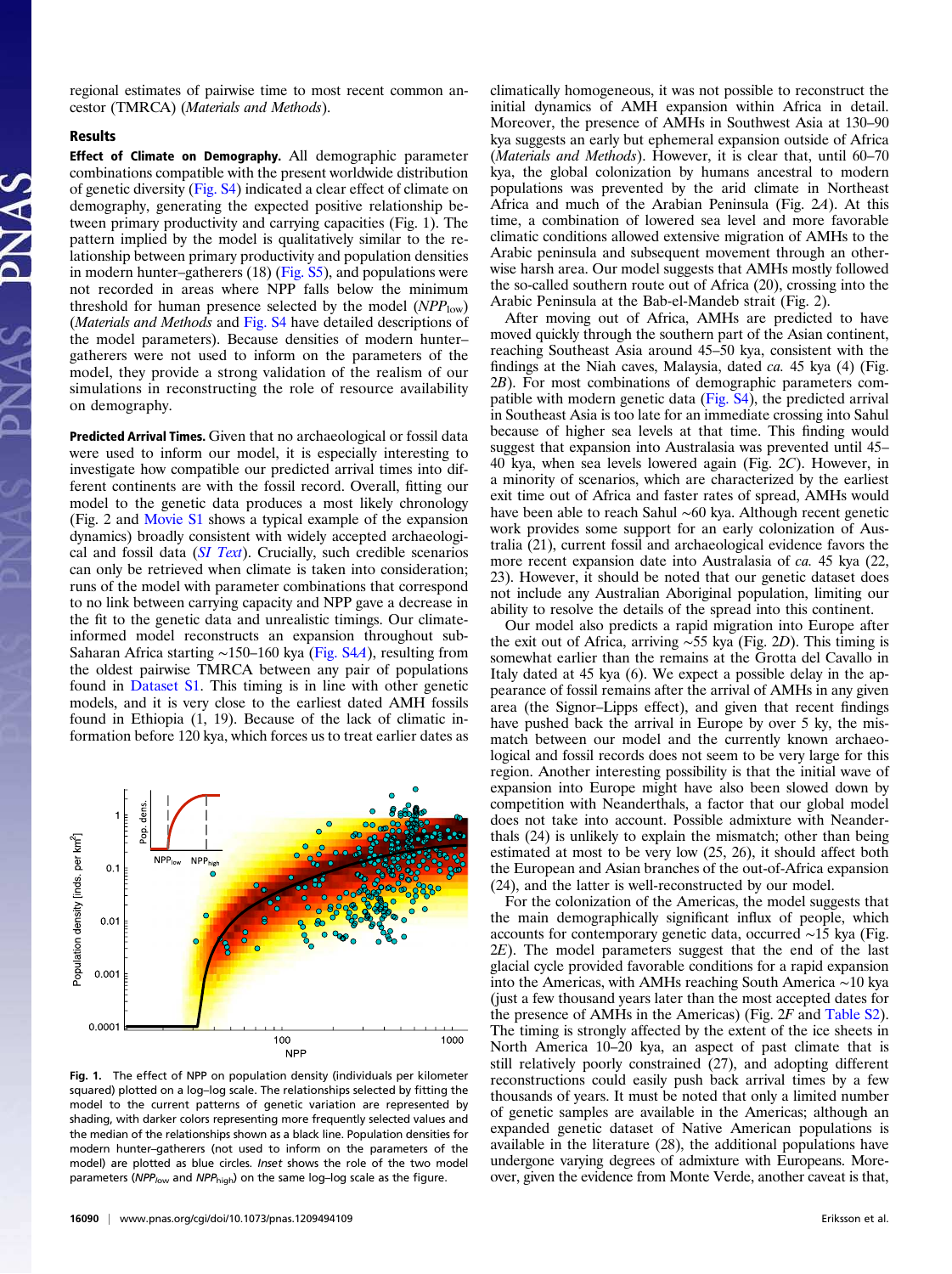regional estimates of pairwise time to most recent common ancestor (TMRCA) (*Materials and Methods*).

## Results

**Effect of Climate on Demography.** All demographic parameter combinations compatible with the present worldwide distribution of genetic diversity (Fig. S4) indicated a clear effect of climate on demography, generating the expected positive relationship between primary productivity and carrying capacities (Fig. 1). The pattern implied by the model is qualitatively similar to the relationship between primary productivity and population densities in modern hunter–gatherers (18) (Fig. S5), and populations were not recorded in areas where NPP falls below the minimum threshold for human presence selected by the model ($NPP_{low}$) (*Materials and Methods* and Fig. S4 have detailed descriptions of the model parameters). Because densities of modern hunter–gatherers were not used to inform on the parameters of the model, they provide a strong validation of the realism of our simulations in reconstructing the role of resource availability on demography.

**Predicted Arrival Times.** Given that no archaeological or fossil data were used to inform our model, it is especially interesting to investigate how compatible our predicted arrival times into different continents are with the fossil record. Overall, fitting our model to the genetic data produces a most likely chronology (Fig. 2 and Movie S1 shows a typical example of the expansion dynamics) broadly consistent with widely accepted archaeological and fossil data (*SI Text*). Crucially, such credible scenarios can only be retrieved when climate is taken into consideration; runs of the model with parameter combinations that correspond to no link between carrying capacity and NPP gave a decrease in the fit to the genetic data and unrealistic timings. Our climate-informed model reconstructs an expansion throughout sub-Saharan Africa starting ∼150–160 kya (Fig. S4*A*), resulting from the oldest pairwise TMRCA between any pair of populations found in Dataset S1. This timing is in line with other genetic models, and it is very close to the earliest dated AMH fossils found in Ethiopia (1, 19). Because of the lack of climatic information before 120 kya, which forces us to treat earlier dates as climatically homogeneous, it was not possible to reconstruct the initial dynamics of AMH expansion within Africa in detail. Moreover, the presence of AMHs in Southwest Asia at 130–90 kya suggests an early but ephemeral expansion outside of Africa (*Materials and Methods*). However, it is clear that, until 60–70 kya, the global colonization by humans ancestral to modern populations was prevented by the arid climate in Northeast Africa and much of the Arabian Peninsula (Fig. 2*A*). At this time, a combination of lowered sea level and more favorable climatic conditions allowed extensive migration of AMHs to the Arabic peninsula and subsequent movement through an otherwise harsh area. Our model suggests that AMHs mostly followed the so-called southern route out of Africa (20), crossing into the Arabic Peninsula at the Bab-el-Mandeb strait (Fig. 2).

After moving out of Africa, AMHs are predicted to have moved quickly through the southern part of the Asian continent, reaching Southeast Asia around 45–50 kya, consistent with the findings at the Niah caves, Malaysia, dated *ca.* 45 kya (4) (Fig. 2*B*). For most combinations of demographic parameters compatible with modern genetic data (Fig. S4), the predicted arrival in Southeast Asia is too late for an immediate crossing into Sahul because of higher sea levels at that time. This finding would suggest that expansion into Australasia was prevented until 45–40 kya, when sea levels lowered again (Fig. 2*C*). However, in a minority of scenarios, which are characterized by the earliest exit time out of Africa and faster rates of spread, AMHs would have been able to reach Sahul ∼60 kya. Although recent genetic work provides some support for an early colonization of Australia (21), current fossil and archaeological evidence favors the more recent expansion date into Australasia of *ca.* 45 kya (22, 23). However, it should be noted that our genetic dataset does not include any Australian Aboriginal population, limiting our ability to resolve the details of the spread into this continent.

Our model also predicts a rapid migration into Europe after the exit out of Africa, arriving ∼55 kya (Fig. 2*D*). This timing is somewhat earlier than the remains at the Grotta del Cavallo in Italy dated at 45 kya (6). We expect a possible delay in the appearance of fossil remains after the arrival of AMHs in any given area (the Signor–Lipps effect), and given that recent findings have pushed back the arrival in Europe by over 5 ky, the mismatch between our model and the currently known archaeological and fossil records does not seem to be very large for this region. Another interesting possibility is that the initial wave of expansion into Europe might have also been slowed down by competition with Neanderthals, a factor that our global model does not take into account. Possible admixture with Neanderthals (24) is unlikely to explain the mismatch; other than being estimated at most to be very low (25, 26), it should affect both the European and Asian branches of the out-of-Africa expansion (24), and the latter is well-reconstructed by our model.

For the colonization of the Americas, the model suggests that the main demographically significant influx of people, which accounts for contemporary genetic data, occurred ∼15 kya (Fig. 2*E*). The model parameters suggest that the end of the last glacial cycle provided favorable conditions for a rapid expansion into the Americas, with AMHs reaching South America ∼10 kya (just a few thousand years later than the most accepted dates for the presence of AMHs in the Americas) (Fig. 2*F* and Table S2). The timing is strongly affected by the extent of the ice sheets in North America 10–20 kya, an aspect of past climate that is still relatively poorly constrained (27), and adopting different reconstructions could easily push back arrival times by a few thousands of years. It must be noted that only a limited number of genetic samples are available in the Americas; although an expanded genetic dataset of Native American populations is available in the literature (28), the additional populations have undergone varying degrees of admixture with Europeans. Moreover, given the evidence from Monte Verde, another caveat is that,

**Fig. 1.** The effect of NPP on population density (individuals per kilometer squared) plotted on a log–log scale. The relationships selected by fitting the model to the current patterns of genetic variation are represented by shading, with darker colors representing more frequently selected values and the median of the relationships shown as a black line. Population densities for modern hunter–gatherers (not used to inform on the parameters of the model) are plotted as blue circles. *Inset* shows the role of the two model parameters ($NPP_{low}$ and $NPP_{high}$) on the same log–log scale as the figure.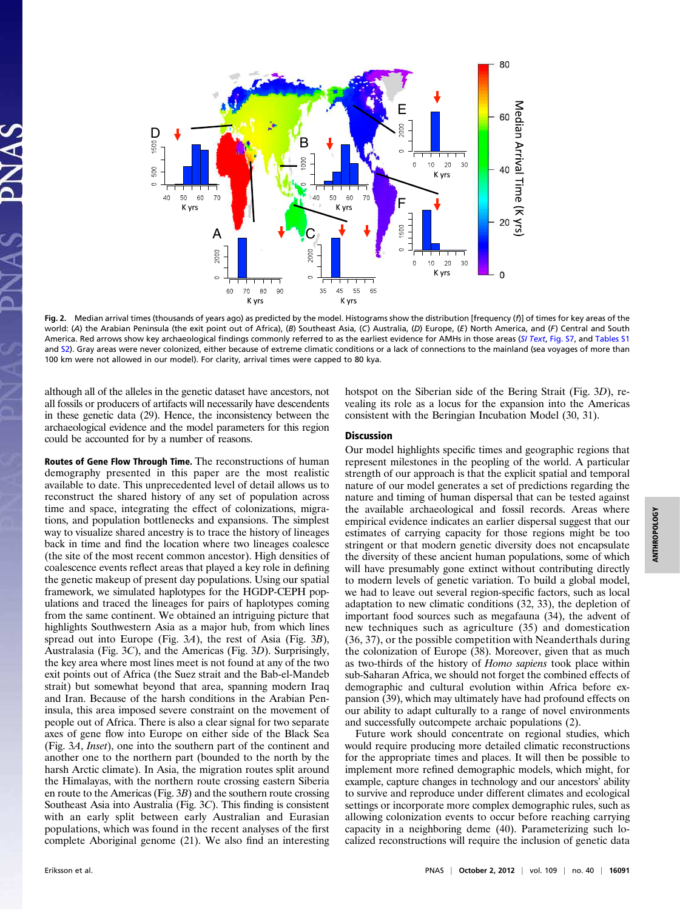Fig. 2. Median arrival times (thousands of years ago) as predicted by the model. Histograms show the distribution [frequency (*f*)] of times for key areas of the world: (*A*) the Arabian Peninsula (the exit point out of Africa), (*B*) Southeast Asia, (*C*) Australia, (*D*) Europe, (*E*) North America, and (*F*) Central and South America. Red arrows show key archaeological findings commonly referred to as the earliest evidence for AMHs in those areas (*SI Text*, Fig. S7, and Tables S1 and S2). Gray areas were never colonized, either because of extreme climatic conditions or a lack of connections to the mainland (sea voyages of more than 100 km were not allowed in our model). For clarity, arrival times were capped to 80 kya.

although all of the alleles in the genetic dataset have ancestors, not all fossils or producers of artifacts will necessarily have descendents in these genetic data (29). Hence, the inconsistency between the archaeological evidence and the model parameters for this region could be accounted for by a number of reasons.

**Routes of Gene Flow Through Time.** The reconstructions of human demography presented in this paper are the most realistic available to date. This unprecedented level of detail allows us to reconstruct the shared history of any set of population across time and space, integrating the effect of colonizations, migrations, and population bottlenecks and expansions. The simplest way to visualize shared ancestry is to trace the history of lineages back in time and find the location where two lineages coalesce (the site of the most recent common ancestor). High densities of coalescence events reflect areas that played a key role in defining the genetic makeup of present day populations. Using our spatial framework, we simulated haplotypes for the HGDP-CEPH populations and traced the lineages for pairs of haplotypes coming from the same continent. We obtained an intriguing picture that highlights Southwestern Asia as a major hub, from which lines spread out into Europe (Fig. 3*A*), the rest of Asia (Fig. 3*B*), Australasia (Fig. 3*C*), and the Americas (Fig. 3*D*). Surprisingly, the key area where most lines meet is not found at any of the two exit points out of Africa (the Suez strait and the Bab-el-Mandeb strait) but somewhat beyond that area, spanning modern Iraq and Iran. Because of the harsh conditions in the Arabian Peninsula, this area imposed severe constraint on the movement of people out of Africa. There is also a clear signal for two separate axes of gene flow into Europe on either side of the Black Sea (Fig. 3*A*, *Inset*), one into the southern part of the continent and another one to the northern part (bounded to the north by the harsh Arctic climate). In Asia, the migration routes split around the Himalayas, with the northern route crossing eastern Siberia en route to the Americas (Fig. 3*B*) and the southern route crossing Southeast Asia into Australia (Fig. 3*C*). This finding is consistent with an early split between early Australian and Eurasian populations, which was found in the recent analyses of the first complete Aboriginal genome (21). We also find an interesting hotspot on the Siberian side of the Bering Strait (Fig. 3*D*), revealing its role as a locus for the expansion into the Americas consistent with the Beringian Incubation Model (30, 31).

## Discussion

Our model highlights specific times and geographic regions that represent milestones in the peopling of the world. A particular strength of our approach is that the explicit spatial and temporal nature of our model generates a set of predictions regarding the nature and timing of human dispersal that can be tested against the available archaeological and fossil records. Areas where empirical evidence indicates an earlier dispersal suggest that our estimates of carrying capacity for those regions might be too stringent or that modern genetic diversity does not encapsulate the diversity of these ancient human populations, some of which will have presumably gone extinct without contributing directly to modern levels of genetic variation. To build a global model, we had to leave out several region-specific factors, such as local adaptation to new climatic conditions (32, 33), the depletion of important food sources such as megafauna (34), the advent of new techniques such as agriculture (35) and domestication (36, 37), or the possible competition with Neanderthals during the colonization of Europe (38). Moreover, given that as much as two-thirds of the history of *Homo sapiens* took place within sub-Saharan Africa, we should not forget the combined effects of demographic and cultural evolution within Africa before expansion (39), which may ultimately have had profound effects on our ability to adapt culturally to a range of novel environments and successfully outcompete archaic populations (2).

Future work should concentrate on regional studies, which would require producing more detailed climatic reconstructions for the appropriate times and places. It will then be possible to implement more refined demographic models, which might, for example, capture changes in technology and our ancestors' ability to survive and reproduce under different climates and ecological settings or incorporate more complex demographic rules, such as allowing colonization events to occur before reaching carrying capacity in a neighboring deme (40). Parameterizing such localized reconstructions will require the inclusion of genetic data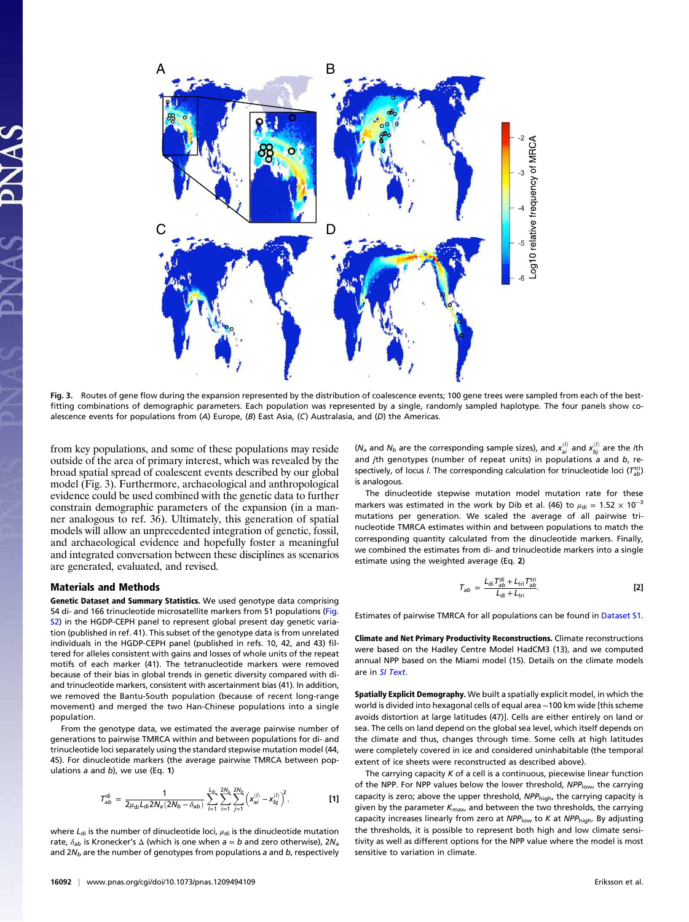**Fig. 3.** Routes of gene flow during the expansion represented by the distribution of coalescence events; 100 gene trees were sampled from each of the best-fitting combinations of demographic parameters. Each population was represented by a single, randomly sampled haplotype. The four panels show coalescence events for populations from (*A*) Europe, (*B*) East Asia, (*C*) Australasia, and (*D*) the Americas.

from key populations, and some of these populations may reside outside of the area of primary interest, which was revealed by the broad spatial spread of coalescent events described by our global model (Fig. 3). Furthermore, archaeological and anthropological evidence could be used combined with the genetic data to further constrain demographic parameters of the expansion (in a manner analogous to ref. 36). Ultimately, this generation of spatial models will allow an unprecedented integration of genetic, fossil, and archaeological evidence and hopefully foster a meaningful and integrated conversation between these disciplines as scenarios are generated, evaluated, and revised.

## Materials and Methods

**Genetic Dataset and Summary Statistics.** We used genotype data comprising 54 di- and 166 trinucleotide microsatellite markers from 51 populations (Fig. S2) in the HGDP-CEPH panel to represent global present day genetic variation (published in ref. 41). This subset of the genotype data is from unrelated individuals in the HGDP-CEPH panel (published in refs. 10, 42, and 43) filtered for alleles consistent with gains and losses of whole units of the repeat motifs of each marker (41). The tetranucleotide markers were removed because of their bias in global trends in genetic diversity compared with di- and trinucleotide markers, consistent with ascertainment bias (41). In addition, we removed the Bantu-South population (because of recent long-range movement) and merged the two Han-Chinese populations into a single population.

From the genotype data, we estimated the average pairwise number of generations to pairwise TMRCA within and between populations for di- and trinucleotide loci separately using the standard stepwise mutation model (44, 45). For dinucleotide markers (the average pairwise TMRCA between populations *a* and *b*), we use (Eq. **1**)

$$T_{ab}^{\mathrm{di}} = \frac{1}{2\mu_{\mathrm{di}} L_{\mathrm{di}} 2N_a (2N_b - \delta_{ab})} \sum_{l=1}^{L_{\mathrm{di}}} \sum_{i=1}^{2N_a} \sum_{j=1}^{2N_b} \left( x_{ai}^{(l)} - x_{bj}^{(l)} \right)^2, \quad [1]$$

where $L_{\mathrm{di}}$ is the number of dinucleotide loci, $\mu_{\mathrm{di}}$ is the dinucleotide mutation rate, $\delta_{ab}$ is Kronecker's Δ (which is one when $a = b$ and zero otherwise), $2N_a$ and $2N_b$ are the number of genotypes from populations *a* and *b*, respectively ($N_a$ and $N_b$ are the corresponding sample sizes), and $x_{ai}^{(l)}$ and $x_{bj}^{(l)}$ are the *i*th and *j*th genotypes (number of repeat units) in populations *a* and *b*, respectively, of locus *l*. The corresponding calculation for trinucleotide loci ($T_{ab}^{\mathrm{tri}}$) is analogous.

The dinucleotide stepwise mutation model mutation rate for these markers was estimated in the work by Dib et al. (46) to $\mu_{\mathrm{di}} = 1.52 \times 10^{-3}$ mutations per generation. We scaled the average of all pairwise trinucleotide TMRCA estimates within and between populations to match the corresponding quantity calculated from the dinucleotide markers. Finally, we combined the estimates from di- and trinucleotide markers into a single estimate using the weighted average (Eq. **2**)

$$T_{ab} = \frac{L_{\mathrm{di}} T_{ab}^{\mathrm{di}} + L_{\mathrm{tri}} T_{ab}^{\mathrm{tri}}}{L_{\mathrm{di}} + L_{\mathrm{tri}}}. \quad [2]$$

Estimates of pairwise TMRCA for all populations can be found in Dataset S1.

**Climate and Net Primary Productivity Reconstructions.** Climate reconstructions were based on the Hadley Centre Model HadCM3 (13), and we computed annual NPP based on the Miami model (15). Details on the climate models are in *SI Text*.

**Spatially Explicit Demography.** We built a spatially explicit model, in which the world is divided into hexagonal cells of equal area ∼100 km wide [this scheme avoids distortion at large latitudes (47)]. Cells are either entirely on land or sea. The cells on land depend on the global sea level, which itself depends on the climate and thus, changes through time. Some cells at high latitudes were completely covered in ice and considered uninhabitable (the temporal extent of ice sheets were reconstructed as described above).

The carrying capacity *K* of a cell is a continuous, piecewise linear function of the NPP. For NPP values below the lower threshold, $NPP_{\mathrm{low}}$, the carrying capacity is zero; above the upper threshold, $NPP_{\mathrm{high}}$, the carrying capacity is given by the parameter $K_{\mathrm{max}}$, and between the two thresholds, the carrying capacity increases linearly from zero at $NPP_{\mathrm{low}}$ to *K* at $NPP_{\mathrm{high}}$. By adjusting the thresholds, it is possible to represent both high and low climate sensitivity as well as different options for the NPP value where the model is most sensitive to variation in climate.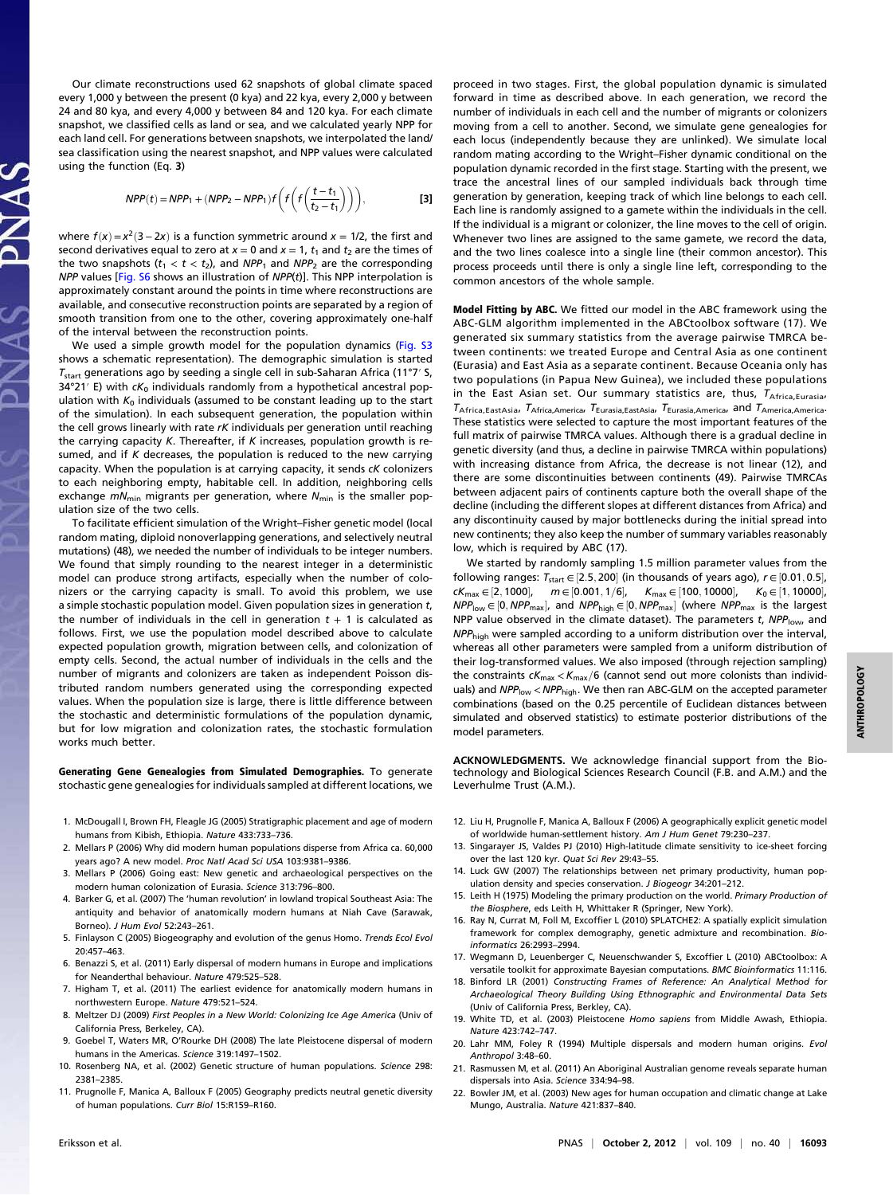Our climate reconstructions used 62 snapshots of global climate spaced every 1,000 y between the present (0 kya) and 22 kya, every 2,000 y between 24 and 80 kya, and every 4,000 y between 84 and 120 kya. For each climate snapshot, we classified cells as land or sea, and we calculated yearly NPP for each land cell. For generations between snapshots, we interpolated the land/sea classification using the nearest snapshot, and NPP values were calculated using the function (Eq. **3**)

$$NPP(t) = NPP_1 + (NPP_2 - NPP_1) f\left(f\left(f\left(\frac{t - t_1}{t_2 - t_1}\right)\right)\right), \quad [3]$$

where $f(x) = x^2(3 - 2x)$ is a function symmetric around $x = 1/2$, the first and second derivatives equal to zero at $x = 0$ and $x = 1$, $t_1$ and $t_2$ are the times of the two snapshots ($t_1 < t < t_2$), and $NPP_1$ and $NPP_2$ are the corresponding $NPP$ values [Fig. S6 shows an illustration of $NPP(t)$]. This NPP interpolation is approximately constant around the points in time where reconstructions are available, and consecutive reconstruction points are separated by a region of smooth transition from one to the other, covering approximately one-half of the interval between the reconstruction points.

We used a simple growth model for the population dynamics (Fig. S3 shows a schematic representation). The demographic simulation is started $T_{start}$ generations ago by seeding a single cell in sub-Saharan Africa (11°7′ S, 34°21′ E) with $cK_0$ individuals randomly from a hypothetical ancestral population with $K_0$ individuals (assumed to be constant leading up to the start of the simulation). In each subsequent generation, the population within the cell grows linearly with rate $rK$ individuals per generation until reaching the carrying capacity $K$. Thereafter, if $K$ increases, population growth is resumed, and if $K$ decreases, the population is reduced to the new carrying capacity. When the population is at carrying capacity, it sends $cK$ colonizers to each neighboring empty, habitable cell. In addition, neighboring cells exchange $mN_{min}$ migrants per generation, where $N_{min}$ is the smaller population size of the two cells.

To facilitate efficient simulation of the Wright–Fisher genetic model (local random mating, diploid nonoverlapping generations, and selectively neutral mutations) (48), we needed the number of individuals to be integer numbers. We found that simply rounding to the nearest integer in a deterministic model can produce strong artifacts, especially when the number of colonizers or the carrying capacity is small. To avoid this problem, we use a simple stochastic population model. Given population sizes in generation $t$, the number of individuals in the cell in generation $t + 1$ is calculated as follows. First, we use the population model described above to calculate expected population growth, migration between cells, and colonization of empty cells. Second, the actual number of individuals in the cells and the number of migrants and colonizers are taken as independent Poisson distributed random numbers generated using the corresponding expected values. When the population size is large, there is little difference between the stochastic and deterministic formulations of the population dynamic, but for low migration and colonization rates, the stochastic formulation works much better.

**Generating Gene Genealogies from Simulated Demographies.** To generate stochastic gene genealogies for individuals sampled at different locations, we proceed in two stages. First, the global population dynamic is simulated forward in time as described above. In each generation, we record the number of individuals in each cell and the number of migrants or colonizers moving from a cell to another. Second, we simulate gene genealogies for each locus (independently because they are unlinked). We simulate local random mating according to the Wright–Fisher dynamic conditional on the population dynamic recorded in the first stage. Starting with the present, we trace the ancestral lines of our sampled individuals back through time generation by generation, keeping track of which line belongs to each cell. Each line is randomly assigned to a gamete within the individuals in the cell. If the individual is a migrant or colonizer, the line moves to the cell of origin. Whenever two lines are assigned to the same gamete, we record the data, and the two lines coalesce into a single line (their common ancestor). This process proceeds until there is only a single line left, corresponding to the common ancestors of the whole sample.

**Model Fitting by ABC.** We fitted our model in the ABC framework using the ABC-GLM algorithm implemented in the ABCtoolbox software (17). We generated six summary statistics from the average pairwise TMRCA between continents: we treated Europe and Central Asia as one continent (Eurasia) and East Asia as a separate continent. Because Oceania only has two populations (in Papua New Guinea), we included these populations in the East Asian set. Our summary statistics are, thus, $T_{Africa,Eurasia}$, $T_{Africa,EastAsia}$, $T_{Africa,America}$, $T_{Eurasia,EastAsia}$, $T_{Eurasia,America}$, and $T_{America,America}$. These statistics were selected to capture the most important features of the full matrix of pairwise TMRCA values. Although there is a gradual decline in genetic diversity (and thus, a decline in pairwise TMRCA within populations) with increasing distance from Africa, the decrease is not linear (12), and there are some discontinuities between continents (49). Pairwise TMRCAs between adjacent pairs of continents capture both the overall shape of the decline (including the different slopes at different distances from Africa) and any discontinuity caused by major bottlenecks during the initial spread into new continents; they also keep the number of summary variables reasonably low, which is required by ABC (17).

We started by randomly sampling 1.5 million parameter values from the following ranges: $T_{start} \in [2.5, 200]$ (in thousands of years ago), $r \in [0.01, 0.5]$, $cK_{max} \in [2, 1000]$, $m \in [0.001, 1/6]$, $K_{max} \in [100, 10000]$, $K_0 \in [1, 10000]$, $NPP_{low} \in [0, NPP_{max}]$, and $NPP_{high} \in [0, NPP_{max}]$ (where $NPP_{max}$ is the largest NPP value observed in the climate dataset). The parameters $t$, $NPP_{low}$, and $NPP_{high}$ were sampled according to a uniform distribution over the interval, whereas all other parameters were sampled from a uniform distribution of their log-transformed values. We also imposed (through rejection sampling) the constraints $cK_{max} < K_{max}/6$ (cannot send out more colonists than individuals) and $NPP_{low} < NPP_{high}$. We then ran ABC-GLM on the accepted parameter combinations (based on the 0.25 percentile of Euclidean distances between simulated and observed statistics) to estimate posterior distributions of the model parameters.

**ACKNOWLEDGMENTS.** We acknowledge financial support from the Biotechnology and Biological Sciences Research Council (F.B. and A.M.) and the Leverhulme Trust (A.M.).

1. McDougall I, Brown FH, Fleagle JG (2005) Stratigraphic placement and age of modern humans from Kibish, Ethiopia. *Nature* 433:733–736.
2. Mellars P (2006) Why did modern human populations disperse from Africa ca. 60,000 years ago? A new model. *Proc Natl Acad Sci USA* 103:9381–9386.
3. Mellars P (2006) Going east: New genetic and archaeological perspectives on the modern human colonization of Eurasia. *Science* 313:796–800.
4. Barker G, et al. (2007) The 'human revolution' in lowland tropical Southeast Asia: The antiquity and behavior of anatomically modern humans at Niah Cave (Sarawak, Borneo). *J Hum Evol* 52:243–261.
5. Finlayson C (2005) Biogeography and evolution of the genus Homo. *Trends Ecol Evol* 20:457–463.
6. Benazzi S, et al. (2011) Early dispersal of modern humans in Europe and implications for Neanderthal behaviour. *Nature* 479:525–528.
7. Higham T, et al. (2011) The earliest evidence for anatomically modern humans in northwestern Europe. *Nature* 479:521–524.
8. Meltzer DJ (2009) *First Peoples in a New World: Colonizing Ice Age America* (Univ of California Press, Berkeley, CA).
9. Goebel T, Waters MR, O'Rourke DH (2008) The late Pleistocene dispersal of modern humans in the Americas. *Science* 319:1497–1502.
10. Rosenberg NA, et al. (2002) Genetic structure of human populations. *Science* 298: 2381–2385.
11. Prugnolle F, Manica A, Balloux F (2005) Geography predicts neutral genetic diversity of human populations. *Curr Biol* 15:R159–R160.
12. Liu H, Prugnolle F, Manica A, Balloux F (2006) A geographically explicit genetic model of worldwide human-settlement history. *Am J Hum Genet* 79:230–237.
13. Singarayer JS, Valdes PJ (2010) High-latitude climate sensitivity to ice-sheet forcing over the last 120 kyr. *Quat Sci Rev* 29:43–55.
14. Luck GW (2007) The relationships between net primary productivity, human population density and species conservation. *J Biogeogr* 34:201–212.
15. Leith H (1975) Modeling the primary production on the world. *Primary Production of the Biosphere*, eds Leith H, Whittaker R (Springer, New York).
16. Ray N, Currat M, Foll M, Excoffier L (2010) SPLATCHE2: A spatially explicit simulation framework for complex demography, genetic admixture and recombination. *Bioinformatics* 26:2993–2994.
17. Wegmann D, Leuenberger C, Neuenschwander S, Excoffier L (2010) ABCtoolbox: A versatile toolkit for approximate Bayesian computations. *BMC Bioinformatics* 11:116.
18. Binford LR (2001) *Constructing Frames of Reference: An Analytical Method for Archaeological Theory Building Using Ethnographic and Environmental Data Sets* (Univ of California Press, Berkley, CA).
19. White TD, et al. (2003) Pleistocene *Homo sapiens* from Middle Awash, Ethiopia. *Nature* 423:742–747.
20. Lahr MM, Foley R (1994) Multiple dispersals and modern human origins. *Evol Anthropol* 3:48–60.
21. Rasmussen M, et al. (2011) An Aboriginal Australian genome reveals separate human dispersals into Asia. *Science* 334:94–98.
22. Bowler JM, et al. (2003) New ages for human occupation and climatic change at Lake Mungo, Australia. *Nature* 421:837–840.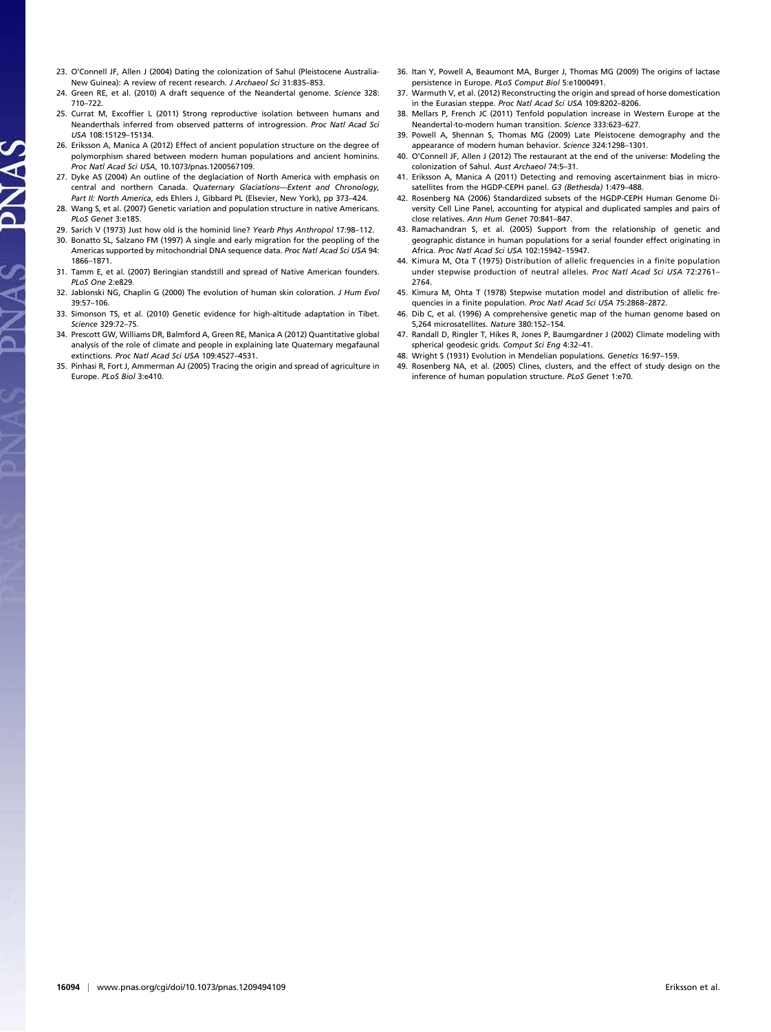23. O'Connell JF, Allen J (2004) Dating the colonization of Sahul (Pleistocene Australia-New Guinea): A review of recent research. *J Archaeol Sci* 31:835–853.
24. Green RE, et al. (2010) A draft sequence of the Neandertal genome. *Science* 328: 710–722.
25. Currat M, Excoffier L (2011) Strong reproductive isolation between humans and Neanderthals inferred from observed patterns of introgression. *Proc Natl Acad Sci USA* 108:15129–15134.
26. Eriksson A, Manica A (2012) Effect of ancient population structure on the degree of polymorphism shared between modern human populations and ancient hominins. *Proc Natl Acad Sci USA*, 10.1073/pnas.1200567109.
27. Dyke AS (2004) An outline of the deglaciation of North America with emphasis on central and northern Canada. *Quaternary Glaciations—Extent and Chronology, Part II: North America*, eds Ehlers J, Gibbard PL (Elsevier, New York), pp 373–424.
28. Wang S, et al. (2007) Genetic variation and population structure in native Americans. *PLoS Genet* 3:e185.
29. Sarich V (1973) Just how old is the hominid line? *Yearb Phys Anthropol* 17:98–112.
30. Bonatto SL, Salzano FM (1997) A single and early migration for the peopling of the Americas supported by mitochondrial DNA sequence data. *Proc Natl Acad Sci USA* 94: 1866–1871.
31. Tamm E, et al. (2007) Beringian standstill and spread of Native American founders. *PLoS One* 2:e829.
32. Jablonski NG, Chaplin G (2000) The evolution of human skin coloration. *J Hum Evol* 39:57–106.
33. Simonson TS, et al. (2010) Genetic evidence for high-altitude adaptation in Tibet. *Science* 329:72–75.
34. Prescott GW, Williams DR, Balmford A, Green RE, Manica A (2012) Quantitative global analysis of the role of climate and people in explaining late Quaternary megafaunal extinctions. *Proc Natl Acad Sci USA* 109:4527–4531.
35. Pinhasi R, Fort J, Ammerman AJ (2005) Tracing the origin and spread of agriculture in Europe. *PLoS Biol* 3:e410.
36. Itan Y, Powell A, Beaumont MA, Burger J, Thomas MG (2009) The origins of lactase persistence in Europe. *PLoS Comput Biol* 5:e1000491.
37. Warmuth V, et al. (2012) Reconstructing the origin and spread of horse domestication in the Eurasian steppe. *Proc Natl Acad Sci USA* 109:8202–8206.
38. Mellars P, French JC (2011) Tenfold population increase in Western Europe at the Neandertal-to-modern human transition. *Science* 333:623–627.
39. Powell A, Shennan S, Thomas MG (2009) Late Pleistocene demography and the appearance of modern human behavior. *Science* 324:1298–1301.
40. O'Connell JF, Allen J (2012) The restaurant at the end of the universe: Modeling the colonization of Sahul. *Aust Archaeol* 74:5–31.
41. Eriksson A, Manica A (2011) Detecting and removing ascertainment bias in microsatellites from the HGDP-CEPH panel. *G3 (Bethesda)* 1:479–488.
42. Rosenberg NA (2006) Standardized subsets of the HGDP-CEPH Human Genome Diversity Cell Line Panel, accounting for atypical and duplicated samples and pairs of close relatives. *Ann Hum Genet* 70:841–847.
43. Ramachandran S, et al. (2005) Support from the relationship of genetic and geographic distance in human populations for a serial founder effect originating in Africa. *Proc Natl Acad Sci USA* 102:15942–15947.
44. Kimura M, Ota T (1975) Distribution of allelic frequencies in a finite population under stepwise production of neutral alleles. *Proc Natl Acad Sci USA* 72:2761–2764.
45. Kimura M, Ohta T (1978) Stepwise mutation model and distribution of allelic frequencies in a finite population. *Proc Natl Acad Sci USA* 75:2868–2872.
46. Dib C, et al. (1996) A comprehensive genetic map of the human genome based on 5,264 microsatellites. *Nature* 380:152–154.
47. Randall D, Ringler T, Hikes R, Jones P, Baumgardner J (2002) Climate modeling with spherical geodesic grids. *Comput Sci Eng* 4:32–41.
48. Wright S (1931) Evolution in Mendelian populations. *Genetics* 16:97–159.
49. Rosenberg NA, et al. (2005) Clines, clusters, and the effect of study design on the inference of human population structure. *PLoS Genet* 1:e70.